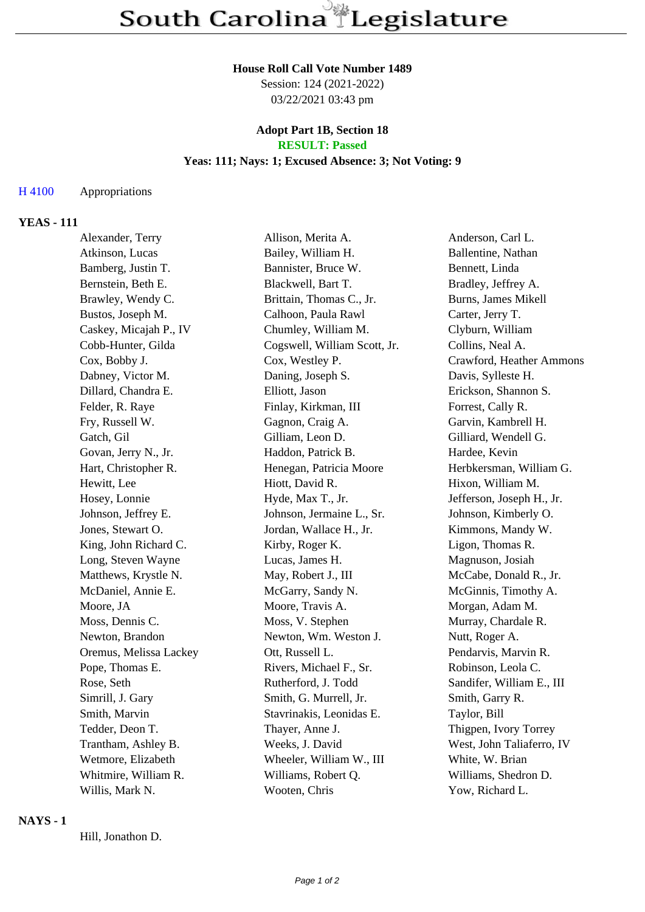# House Roll Call Vote Number 1489

Session: 124 (2021-2022)
03/22/2021 03:43 pm

## Adopt Part 1B, Section 18

**RESULT: Passed**

**Yeas: 111; Nays: 1; Excused Absence: 3; Not Voting: 9**

H 4100 Appropriations

### YEAS - 111

| | | |
|---|---|---|
| Alexander, Terry | Allison, Merita A. | Anderson, Carl L. |
| Atkinson, Lucas | Bailey, William H. | Ballentine, Nathan |
| Bamberg, Justin T. | Bannister, Bruce W. | Bennett, Linda |
| Bernstein, Beth E. | Blackwell, Bart T. | Bradley, Jeffrey A. |
| Brawley, Wendy C. | Brittain, Thomas C., Jr. | Burns, James Mikell |
| Bustos, Joseph M. | Calhoon, Paula Rawl | Carter, Jerry T. |
| Caskey, Micajah P., IV | Chumley, William M. | Clyburn, William |
| Cobb-Hunter, Gilda | Cogswell, William Scott, Jr. | Collins, Neal A. |
| Cox, Bobby J. | Cox, Westley P. | Crawford, Heather Ammons |
| Dabney, Victor M. | Daning, Joseph S. | Davis, Sylleste H. |
| Dillard, Chandra E. | Elliott, Jason | Erickson, Shannon S. |
| Felder, R. Raye | Finlay, Kirkman, III | Forrest, Cally R. |
| Fry, Russell W. | Gagnon, Craig A. | Garvin, Kambrell H. |
| Gatch, Gil | Gilliam, Leon D. | Gilliard, Wendell G. |
| Govan, Jerry N., Jr. | Haddon, Patrick B. | Hardee, Kevin |
| Hart, Christopher R. | Henegan, Patricia Moore | Herbkersman, William G. |
| Hewitt, Lee | Hiott, David R. | Hixon, William M. |
| Hosey, Lonnie | Hyde, Max T., Jr. | Jefferson, Joseph H., Jr. |
| Johnson, Jeffrey E. | Johnson, Jermaine L., Sr. | Johnson, Kimberly O. |
| Jones, Stewart O. | Jordan, Wallace H., Jr. | Kimmons, Mandy W. |
| King, John Richard C. | Kirby, Roger K. | Ligon, Thomas R. |
| Long, Steven Wayne | Lucas, James H. | Magnuson, Josiah |
| Matthews, Krystle N. | May, Robert J., III | McCabe, Donald R., Jr. |
| McDaniel, Annie E. | McGarry, Sandy N. | McGinnis, Timothy A. |
| Moore, JA | Moore, Travis A. | Morgan, Adam M. |
| Moss, Dennis C. | Moss, V. Stephen | Murray, Chardale R. |
| Newton, Brandon | Newton, Wm. Weston J. | Nutt, Roger A. |
| Oremus, Melissa Lackey | Ott, Russell L. | Pendarvis, Marvin R. |
| Pope, Thomas E. | Rivers, Michael F., Sr. | Robinson, Leola C. |
| Rose, Seth | Rutherford, J. Todd | Sandifer, William E., III |
| Simrill, J. Gary | Smith, G. Murrell, Jr. | Smith, Garry R. |
| Smith, Marvin | Stavrinakis, Leonidas E. | Taylor, Bill |
| Tedder, Deon T. | Thayer, Anne J. | Thigpen, Ivory Torrey |
| Trantham, Ashley B. | Weeks, J. David | West, John Taliaferro, IV |
| Wetmore, Elizabeth | Wheeler, William W., III | White, W. Brian |
| Whitmire, William R. | Williams, Robert Q. | Williams, Shedron D. |
| Willis, Mark N. | Wooten, Chris | Yow, Richard L. |

### NAYS - 1

Hill, Jonathon D.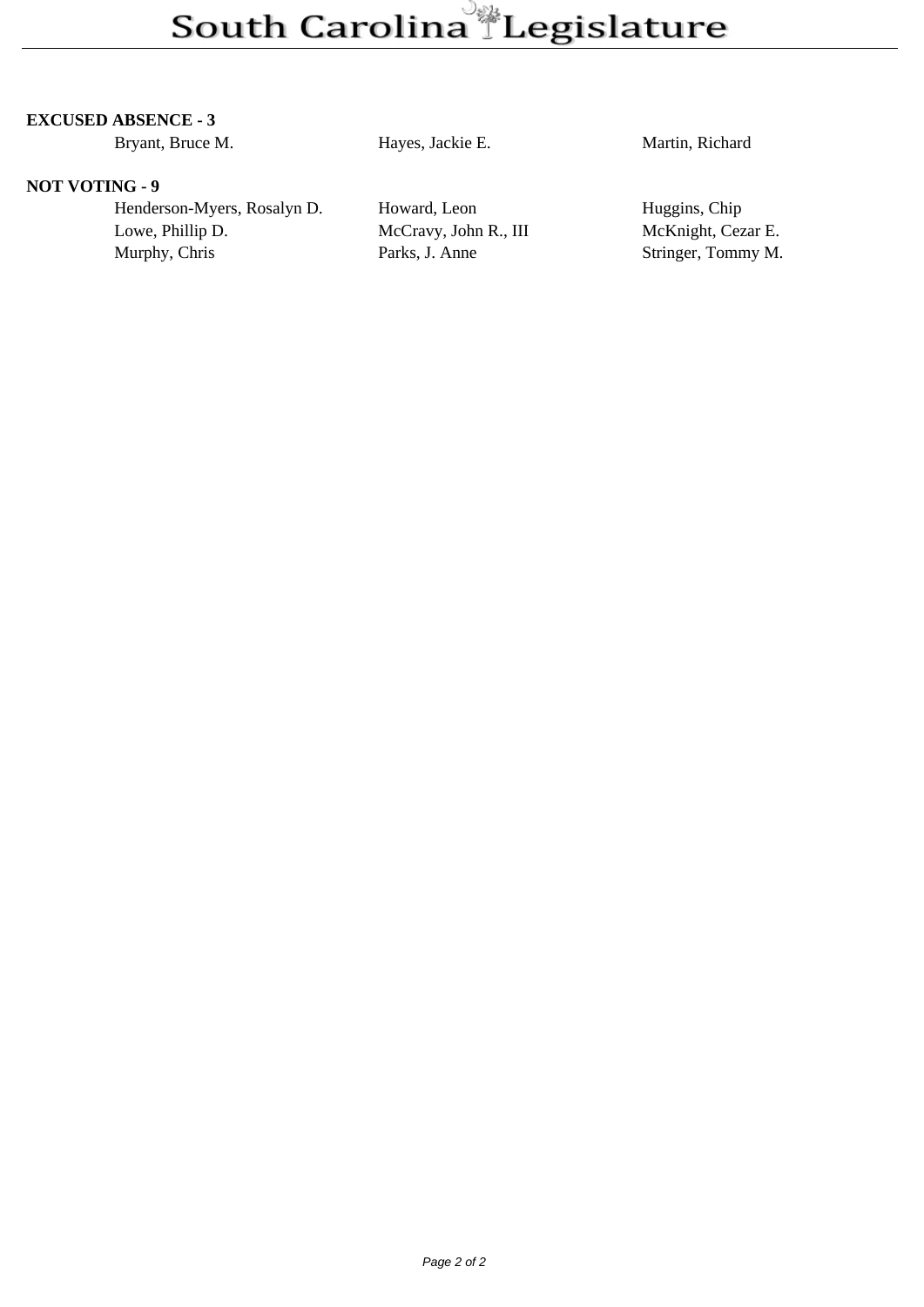**EXCUSED ABSENCE - 3**

| | | |
|---|---|---|
| Bryant, Bruce M. | Hayes, Jackie E. | Martin, Richard |

**NOT VOTING - 9**

| | | |
|---|---|---|
| Henderson-Myers, Rosalyn D. | Howard, Leon | Huggins, Chip |
| Lowe, Phillip D. | McCravy, John R., III | McKnight, Cezar E. |
| Murphy, Chris | Parks, J. Anne | Stringer, Tommy M. |